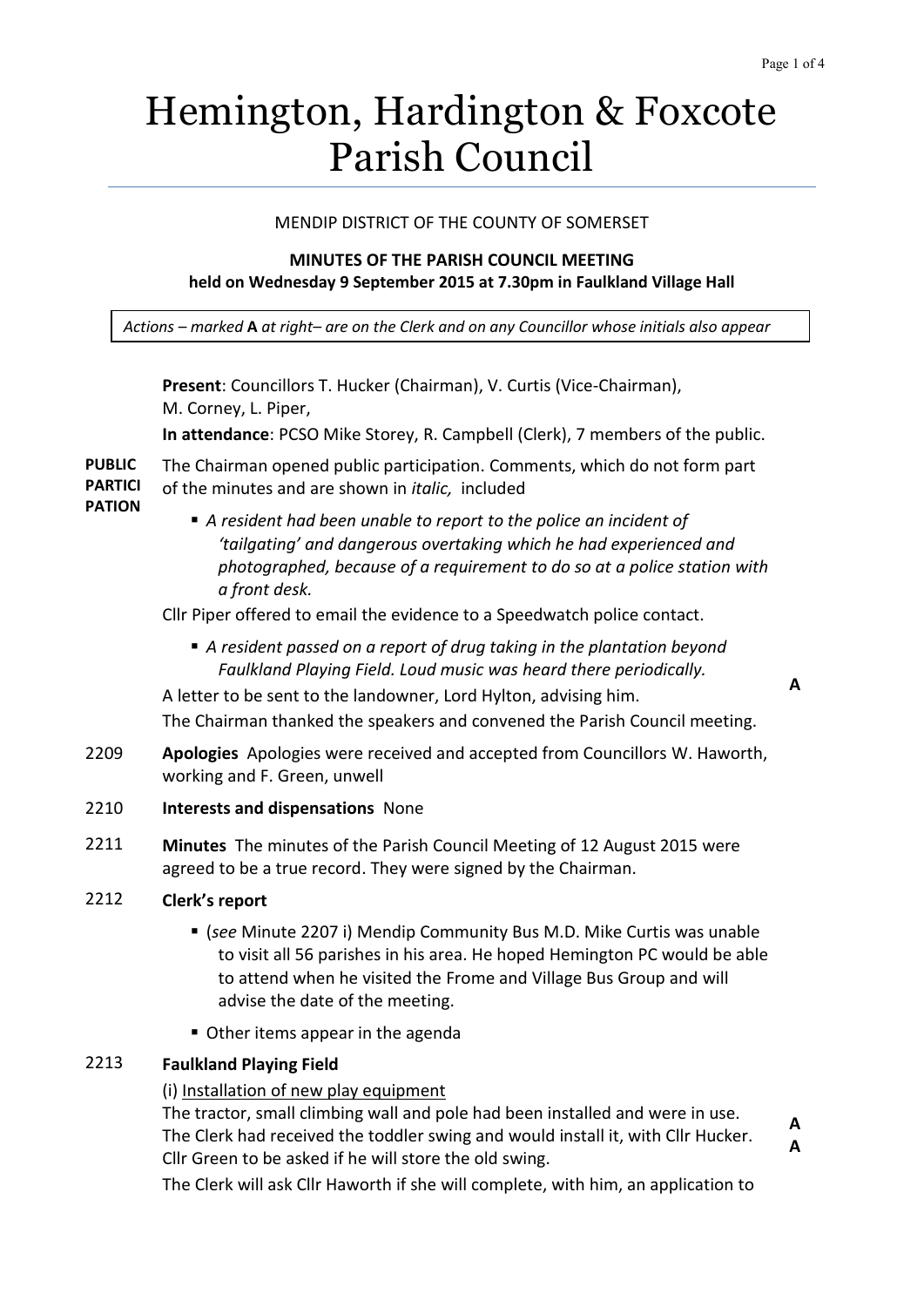# Hemington, Hardington & Foxcote Parish Council

MENDIP DISTRICT OF THE COUNTY OF SOMERSET

**MINUTES OF THE PARISH COUNCIL MEETING**
**held on Wednesday 9 September 2015 at 7.30pm in Faulkland Village Hall**

*Actions – marked* **A** *at right– are on the Clerk and on any Councillor whose initials also appear*

**Present**: Councillors T. Hucker (Chairman), V. Curtis (Vice-Chairman), M. Corney, L. Piper,

**In attendance**: PCSO Mike Storey, R. Campbell (Clerk), 7 members of the public.

**PUBLIC PARTICIPATION** The Chairman opened public participation. Comments, which do not form part of the minutes and are shown in *italic,* included

- *A resident had been unable to report to the police an incident of 'tailgating' and dangerous overtaking which he had experienced and photographed, because of a requirement to do so at a police station with a front desk.*

Cllr Piper offered to email the evidence to a Speedwatch police contact.

- *A resident passed on a report of drug taking in the plantation beyond Faulkland Playing Field. Loud music was heard there periodically.*

A letter to be sent to the landowner, Lord Hylton, advising him. **A**

The Chairman thanked the speakers and convened the Parish Council meeting.

2209 **Apologies** Apologies were received and accepted from Councillors W. Haworth, working and F. Green, unwell

2210 **Interests and dispensations** None

2211 **Minutes** The minutes of the Parish Council Meeting of 12 August 2015 were agreed to be a true record. They were signed by the Chairman.

2212 **Clerk's report**

- (*see* Minute 2207 i) Mendip Community Bus M.D. Mike Curtis was unable to visit all 56 parishes in his area. He hoped Hemington PC would be able to attend when he visited the Frome and Village Bus Group and will advise the date of the meeting.
- Other items appear in the agenda

2213 **Faulkland Playing Field**

(i) Installation of new play equipment

The tractor, small climbing wall and pole had been installed and were in use. The Clerk had received the toddler swing and would install it, with Cllr Hucker. **A**
Cllr Green to be asked if he will store the old swing. **A**

The Clerk will ask Cllr Haworth if she will complete, with him, an application to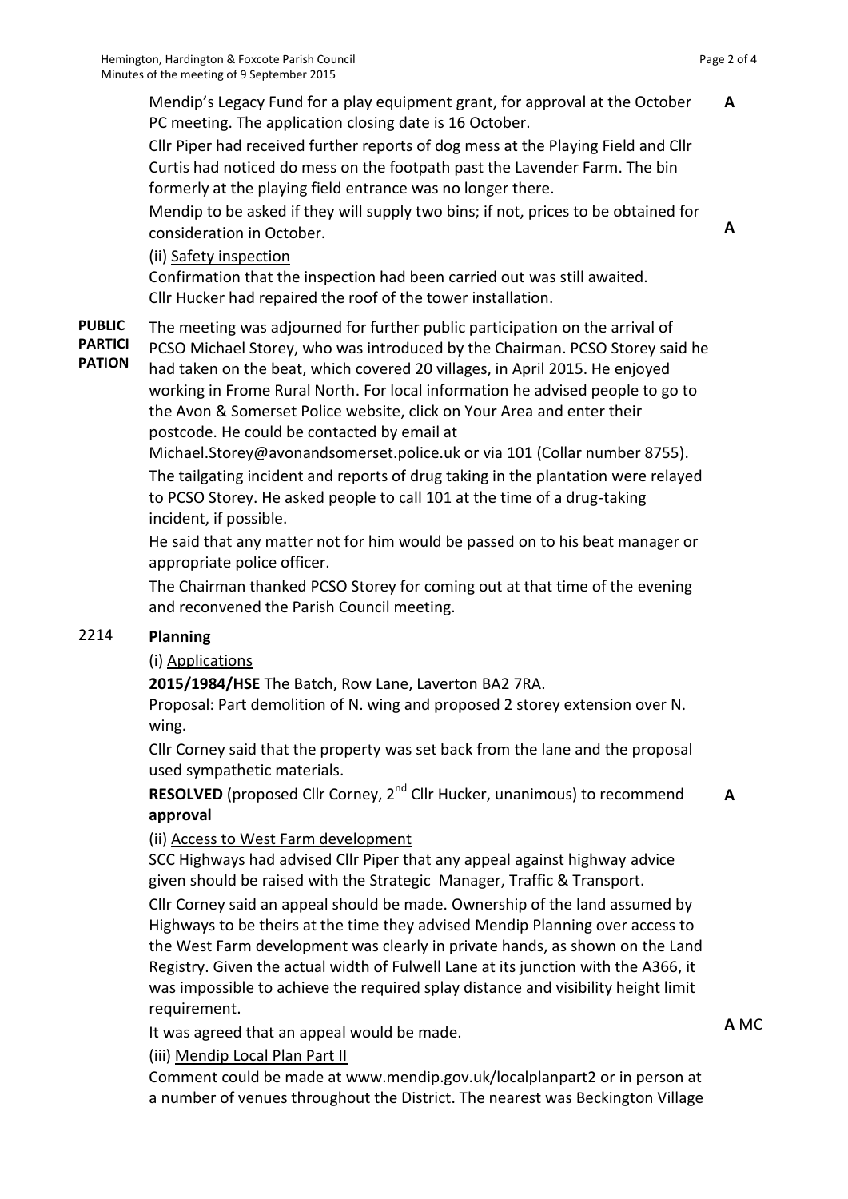Mendip's Legacy Fund for a play equipment grant, for approval at the October PC meeting. The application closing date is 16 October. **A**

Cllr Piper had received further reports of dog mess at the Playing Field and Cllr Curtis had noticed do mess on the footpath past the Lavender Farm. The bin formerly at the playing field entrance was no longer there.

Mendip to be asked if they will supply two bins; if not, prices to be obtained for consideration in October. **A**

(ii) Safety inspection

Confirmation that the inspection had been carried out was still awaited.
Cllr Hucker had repaired the roof of the tower installation.

**PUBLIC PARTICIPATION**

The meeting was adjourned for further public participation on the arrival of PCSO Michael Storey, who was introduced by the Chairman. PCSO Storey said he had taken on the beat, which covered 20 villages, in April 2015. He enjoyed working in Frome Rural North. For local information he advised people to go to the Avon & Somerset Police website, click on Your Area and enter their postcode. He could be contacted by email at Michael.Storey@avonandsomerset.police.uk or via 101 (Collar number 8755).

The tailgating incident and reports of drug taking in the plantation were relayed to PCSO Storey. He asked people to call 101 at the time of a drug-taking incident, if possible.

He said that any matter not for him would be passed on to his beat manager or appropriate police officer.

The Chairman thanked PCSO Storey for coming out at that time of the evening and reconvened the Parish Council meeting.

## 2214 Planning

(i) Applications

**2015/1984/HSE** The Batch, Row Lane, Laverton BA2 7RA.
Proposal: Part demolition of N. wing and proposed 2 storey extension over N. wing.

Cllr Corney said that the property was set back from the lane and the proposal used sympathetic materials.

**RESOLVED** (proposed Cllr Corney, 2nd Cllr Hucker, unanimous) to recommend **approval** **A**

(ii) Access to West Farm development

SCC Highways had advised Cllr Piper that any appeal against highway advice given should be raised with the Strategic Manager, Traffic & Transport.

Cllr Corney said an appeal should be made. Ownership of the land assumed by Highways to be theirs at the time they advised Mendip Planning over access to the West Farm development was clearly in private hands, as shown on the Land Registry. Given the actual width of Fulwell Lane at its junction with the A366, it was impossible to achieve the required splay distance and visibility height limit requirement.

It was agreed that an appeal would be made. **A** MC

(iii) Mendip Local Plan Part II

Comment could be made at www.mendip.gov.uk/localplanpart2 or in person at a number of venues throughout the District. The nearest was Beckington Village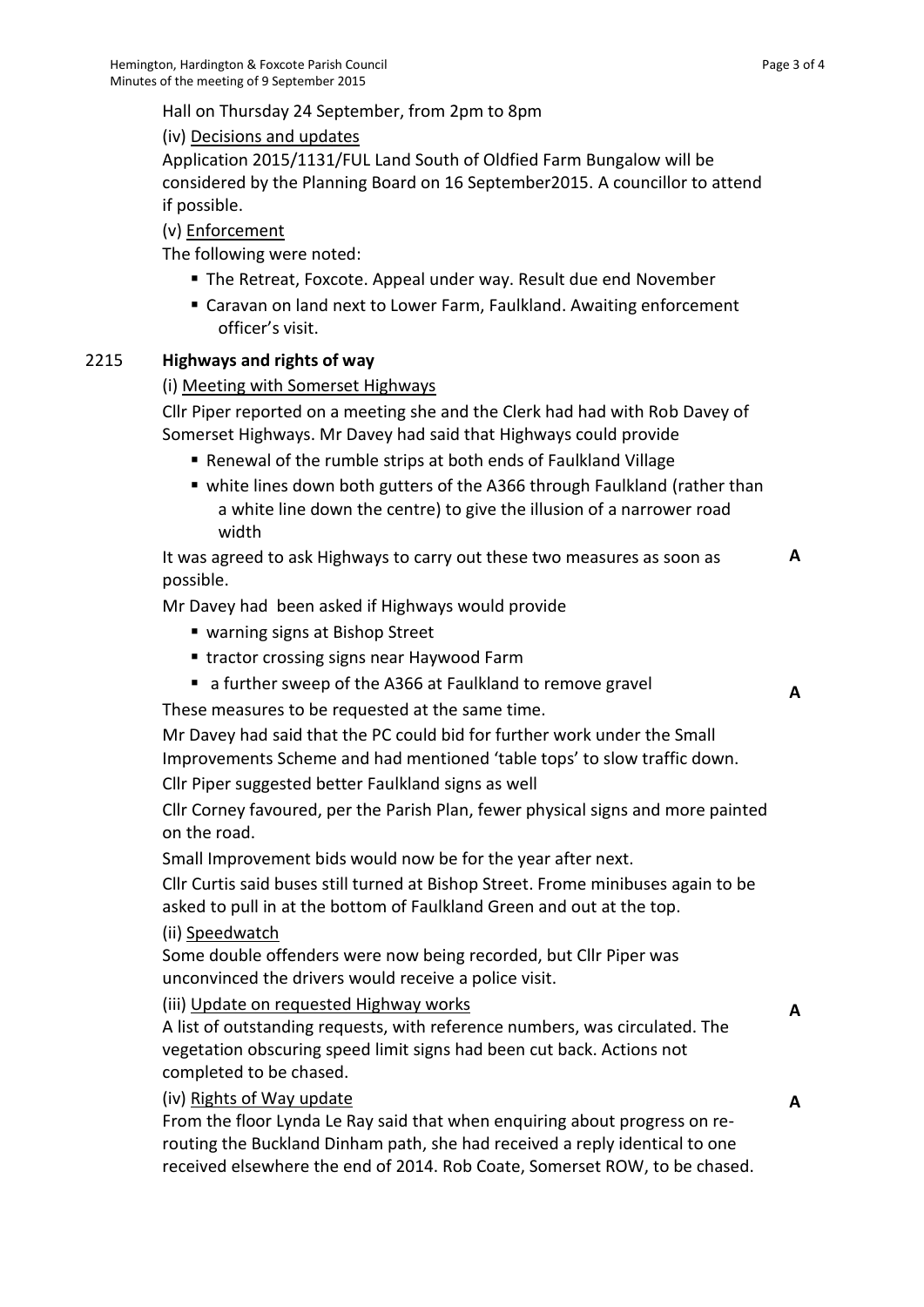Hall on Thursday 24 September, from 2pm to 8pm

(iv) Decisions and updates

Application 2015/1131/FUL Land South of Oldfied Farm Bungalow will be considered by the Planning Board on 16 September2015. A councillor to attend if possible.

(v) Enforcement

The following were noted:

- The Retreat, Foxcote. Appeal under way. Result due end November
- Caravan on land next to Lower Farm, Faulkland. Awaiting enforcement officer's visit.

2215 **Highways and rights of way**

(i) Meeting with Somerset Highways

Cllr Piper reported on a meeting she and the Clerk had had with Rob Davey of Somerset Highways. Mr Davey had said that Highways could provide

- Renewal of the rumble strips at both ends of Faulkland Village
- white lines down both gutters of the A366 through Faulkland (rather than a white line down the centre) to give the illusion of a narrower road width

It was agreed to ask Highways to carry out these two measures as soon as possible. **A**

Mr Davey had been asked if Highways would provide

- warning signs at Bishop Street
- tractor crossing signs near Haywood Farm
- a further sweep of the A366 at Faulkland to remove gravel

These measures to be requested at the same time. **A**

Mr Davey had said that the PC could bid for further work under the Small Improvements Scheme and had mentioned 'table tops' to slow traffic down.

Cllr Piper suggested better Faulkland signs as well

Cllr Corney favoured, per the Parish Plan, fewer physical signs and more painted on the road.

Small Improvement bids would now be for the year after next.

Cllr Curtis said buses still turned at Bishop Street. Frome minibuses again to be asked to pull in at the bottom of Faulkland Green and out at the top.

(ii) Speedwatch

Some double offenders were now being recorded, but Cllr Piper was unconvinced the drivers would receive a police visit.

(iii) Update on requested Highway works

A list of outstanding requests, with reference numbers, was circulated. The vegetation obscuring speed limit signs had been cut back. Actions not completed to be chased. **A**

(iv) Rights of Way update

From the floor Lynda Le Ray said that when enquiring about progress on re-routing the Buckland Dinham path, she had received a reply identical to one received elsewhere the end of 2014. Rob Coate, Somerset ROW, to be chased. **A**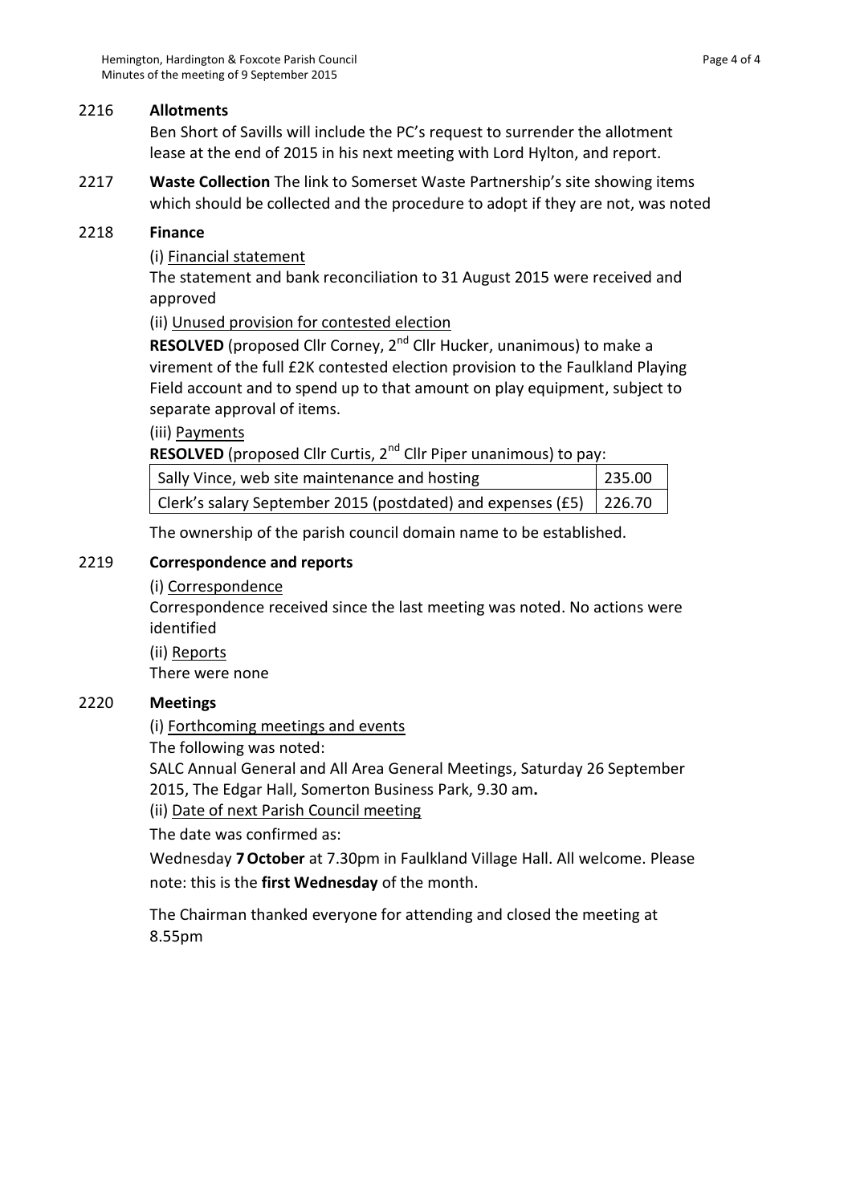2216 **Allotments**

Ben Short of Savills will include the PC's request to surrender the allotment lease at the end of 2015 in his next meeting with Lord Hylton, and report.

2217 **Waste Collection** The link to Somerset Waste Partnership's site showing items which should be collected and the procedure to adopt if they are not, was noted

2218 **Finance**

(i) Financial statement

The statement and bank reconciliation to 31 August 2015 were received and approved

(ii) Unused provision for contested election

**RESOLVED** (proposed Cllr Corney, 2nd Cllr Hucker, unanimous) to make a virement of the full £2K contested election provision to the Faulkland Playing Field account and to spend up to that amount on play equipment, subject to separate approval of items.

(iii) Payments

**RESOLVED** (proposed Cllr Curtis, 2nd Cllr Piper unanimous) to pay:

| | |
|---|---|
| Sally Vince, web site maintenance and hosting | 235.00 |
| Clerk's salary September 2015 (postdated) and expenses (£5) | 226.70 |

The ownership of the parish council domain name to be established.

2219 **Correspondence and reports**

(i) Correspondence

Correspondence received since the last meeting was noted. No actions were identified

(ii) Reports

There were none

2220 **Meetings**

(i) Forthcoming meetings and events

The following was noted:

SALC Annual General and All Area General Meetings, Saturday 26 September 2015, The Edgar Hall, Somerton Business Park, 9.30 am**.**

(ii) Date of next Parish Council meeting

The date was confirmed as:

Wednesday **7 October** at 7.30pm in Faulkland Village Hall. All welcome. Please note: this is the **first Wednesday** of the month.

The Chairman thanked everyone for attending and closed the meeting at 8.55pm